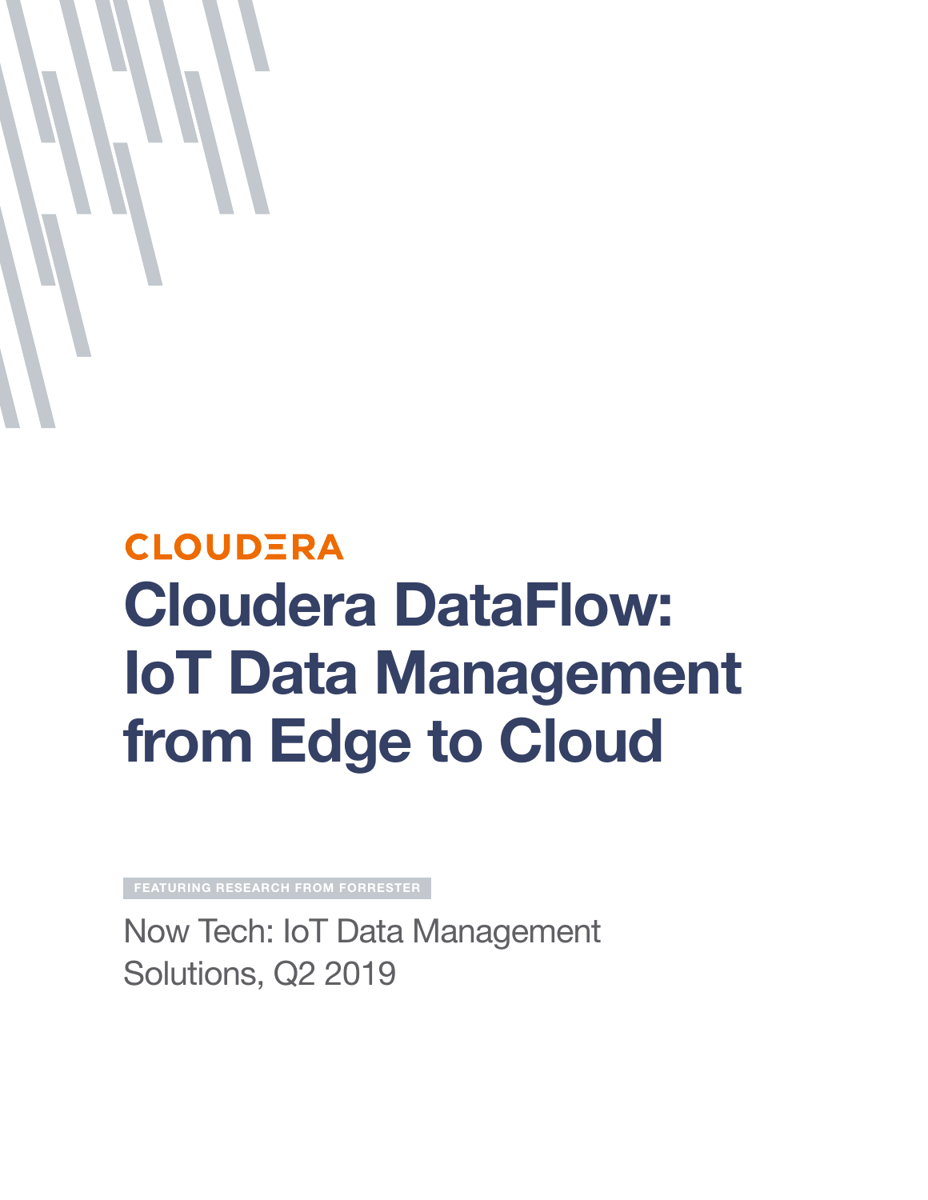CLOUDERA

# Cloudera DataFlow: IoT Data Management from Edge to Cloud

FEATURING RESEARCH FROM FORRESTER

Now Tech: IoT Data Management Solutions, Q2 2019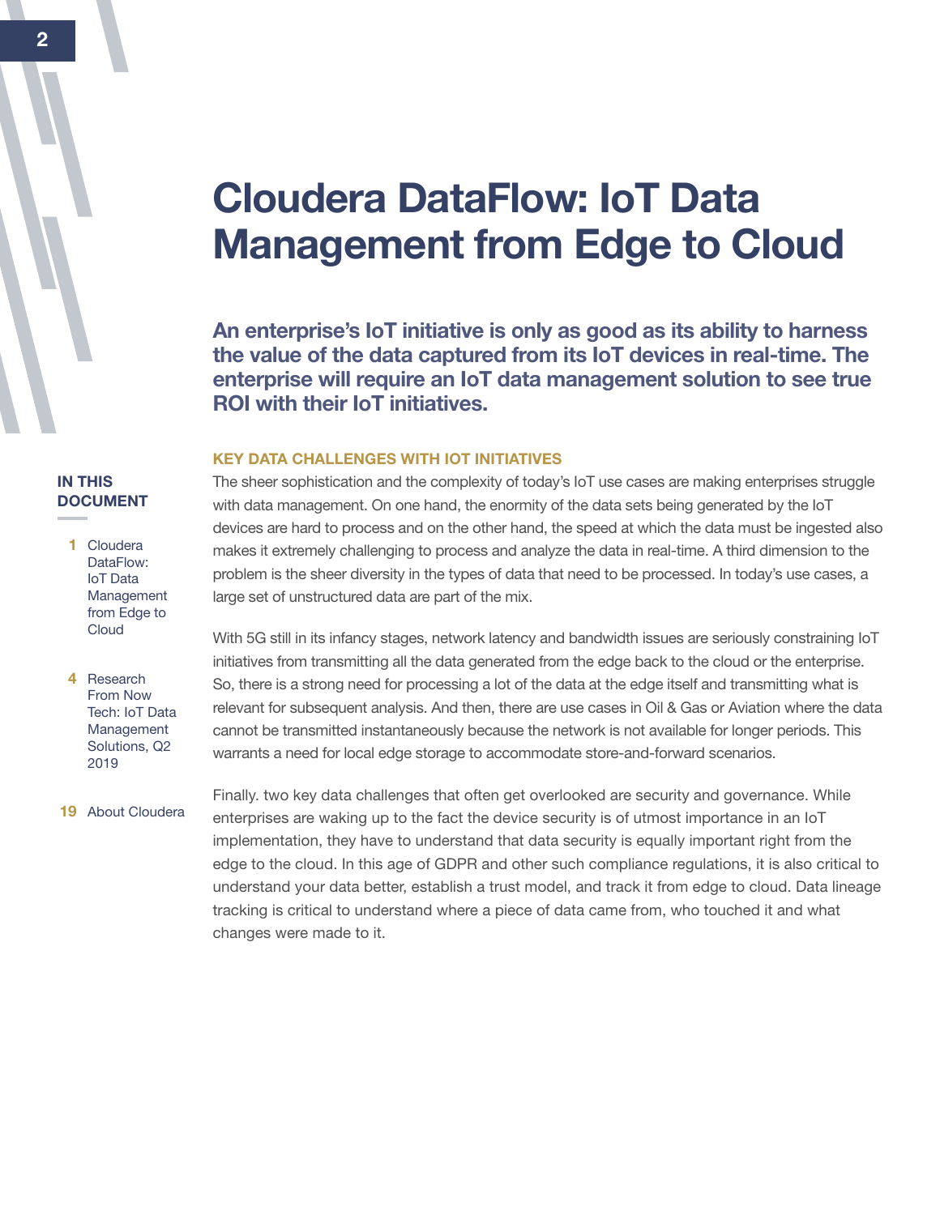# Cloudera DataFlow: IoT Data Management from Edge to Cloud

**An enterprise's IoT initiative is only as good as its ability to harness the value of the data captured from its IoT devices in real-time. The enterprise will require an IoT data management solution to see true ROI with their IoT initiatives.**

**IN THIS DOCUMENT**

- 1 Cloudera DataFlow: IoT Data Management from Edge to Cloud
- 4 Research From Now Tech: IoT Data Management Solutions, Q2 2019
- 19 About Cloudera

### KEY DATA CHALLENGES WITH IOT INITIATIVES

The sheer sophistication and the complexity of today's IoT use cases are making enterprises struggle with data management. On one hand, the enormity of the data sets being generated by the IoT devices are hard to process and on the other hand, the speed at which the data must be ingested also makes it extremely challenging to process and analyze the data in real-time. A third dimension to the problem is the sheer diversity in the types of data that need to be processed. In today's use cases, a large set of unstructured data are part of the mix.

With 5G still in its infancy stages, network latency and bandwidth issues are seriously constraining IoT initiatives from transmitting all the data generated from the edge back to the cloud or the enterprise. So, there is a strong need for processing a lot of the data at the edge itself and transmitting what is relevant for subsequent analysis. And then, there are use cases in Oil & Gas or Aviation where the data cannot be transmitted instantaneously because the network is not available for longer periods. This warrants a need for local edge storage to accommodate store-and-forward scenarios.

Finally. two key data challenges that often get overlooked are security and governance. While enterprises are waking up to the fact the device security is of utmost importance in an IoT implementation, they have to understand that data security is equally important right from the edge to the cloud. In this age of GDPR and other such compliance regulations, it is also critical to understand your data better, establish a trust model, and track it from edge to cloud. Data lineage tracking is critical to understand where a piece of data came from, who touched it and what changes were made to it.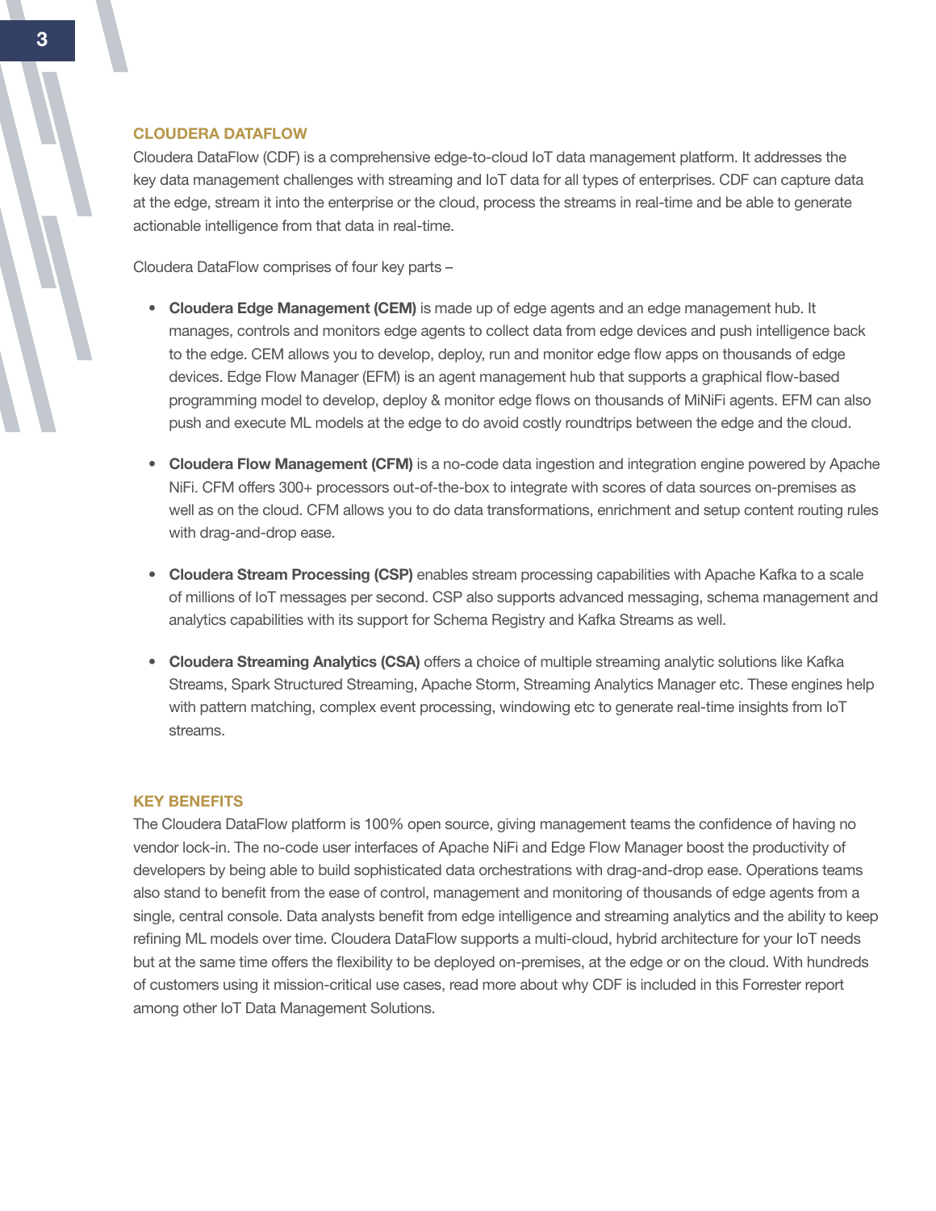## CLOUDERA DATAFLOW

Cloudera DataFlow (CDF) is a comprehensive edge-to-cloud IoT data management platform. It addresses the key data management challenges with streaming and IoT data for all types of enterprises. CDF can capture data at the edge, stream it into the enterprise or the cloud, process the streams in real-time and be able to generate actionable intelligence from that data in real-time.

Cloudera DataFlow comprises of four key parts –

- **Cloudera Edge Management (CEM)** is made up of edge agents and an edge management hub. It manages, controls and monitors edge agents to collect data from edge devices and push intelligence back to the edge. CEM allows you to develop, deploy, run and monitor edge flow apps on thousands of edge devices. Edge Flow Manager (EFM) is an agent management hub that supports a graphical flow-based programming model to develop, deploy & monitor edge flows on thousands of MiNiFi agents. EFM can also push and execute ML models at the edge to do avoid costly roundtrips between the edge and the cloud.

- **Cloudera Flow Management (CFM)** is a no-code data ingestion and integration engine powered by Apache NiFi. CFM offers 300+ processors out-of-the-box to integrate with scores of data sources on-premises as well as on the cloud. CFM allows you to do data transformations, enrichment and setup content routing rules with drag-and-drop ease.

- **Cloudera Stream Processing (CSP)** enables stream processing capabilities with Apache Kafka to a scale of millions of IoT messages per second. CSP also supports advanced messaging, schema management and analytics capabilities with its support for Schema Registry and Kafka Streams as well.

- **Cloudera Streaming Analytics (CSA)** offers a choice of multiple streaming analytic solutions like Kafka Streams, Spark Structured Streaming, Apache Storm, Streaming Analytics Manager etc. These engines help with pattern matching, complex event processing, windowing etc to generate real-time insights from IoT streams.

## KEY BENEFITS

The Cloudera DataFlow platform is 100% open source, giving management teams the confidence of having no vendor lock-in. The no-code user interfaces of Apache NiFi and Edge Flow Manager boost the productivity of developers by being able to build sophisticated data orchestrations with drag-and-drop ease. Operations teams also stand to benefit from the ease of control, management and monitoring of thousands of edge agents from a single, central console. Data analysts benefit from edge intelligence and streaming analytics and the ability to keep refining ML models over time. Cloudera DataFlow supports a multi-cloud, hybrid architecture for your IoT needs but at the same time offers the flexibility to be deployed on-premises, at the edge or on the cloud. With hundreds of customers using it mission-critical use cases, read more about why CDF is included in this Forrester report among other IoT Data Management Solutions.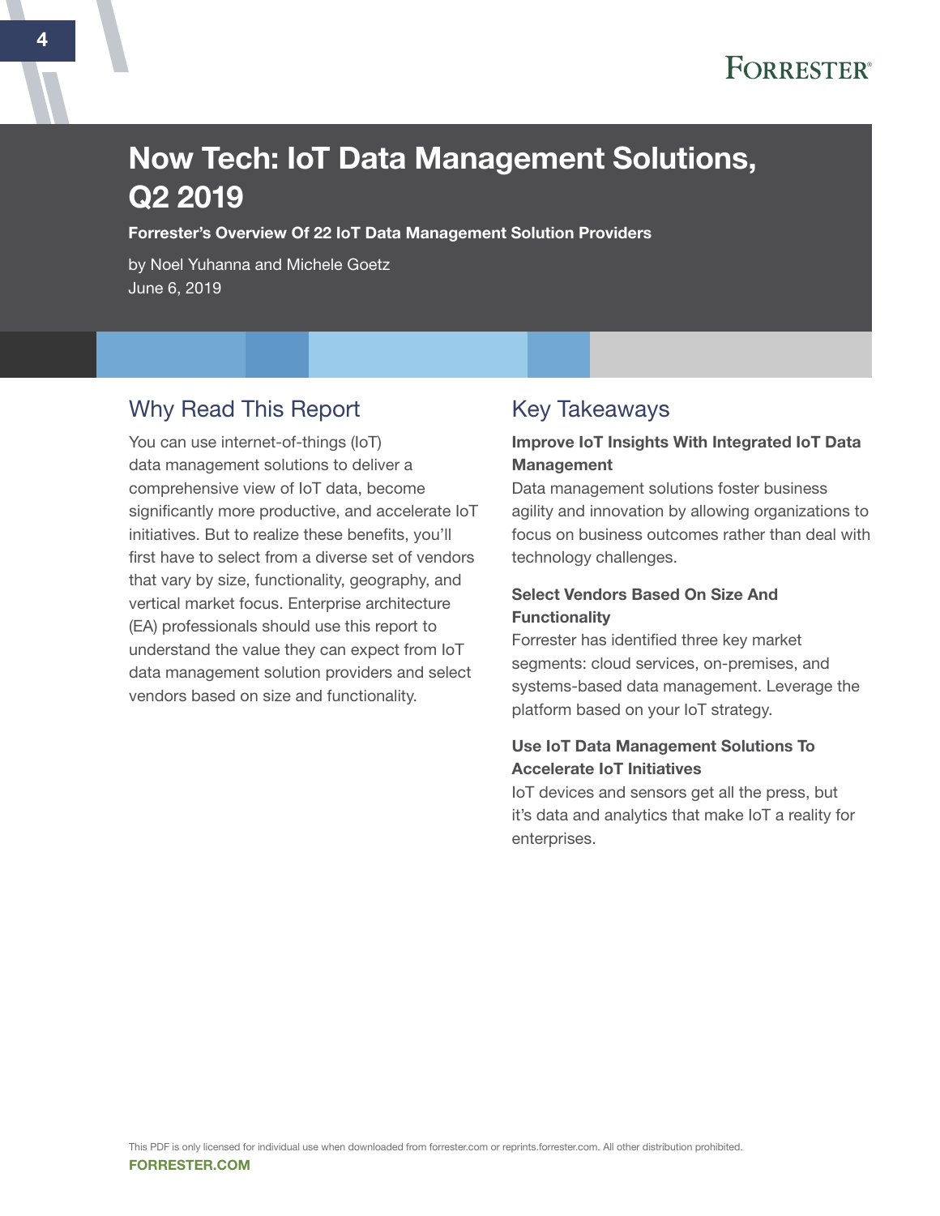# Now Tech: IoT Data Management Solutions, Q2 2019

**Forrester's Overview Of 22 IoT Data Management Solution Providers**

by Noel Yuhanna and Michele Goetz
June 6, 2019

## Why Read This Report

You can use internet-of-things (IoT) data management solutions to deliver a comprehensive view of IoT data, become significantly more productive, and accelerate IoT initiatives. But to realize these benefits, you'll first have to select from a diverse set of vendors that vary by size, functionality, geography, and vertical market focus. Enterprise architecture (EA) professionals should use this report to understand the value they can expect from IoT data management solution providers and select vendors based on size and functionality.

## Key Takeaways

**Improve IoT Insights With Integrated IoT Data Management**
Data management solutions foster business agility and innovation by allowing organizations to focus on business outcomes rather than deal with technology challenges.

**Select Vendors Based On Size And Functionality**
Forrester has identified three key market segments: cloud services, on-premises, and systems-based data management. Leverage the platform based on your IoT strategy.

**Use IoT Data Management Solutions To Accelerate IoT Initiatives**
IoT devices and sensors get all the press, but it's data and analytics that make IoT a reality for enterprises.

This PDF is only licensed for individual use when downloaded from forrester.com or reprints.forrester.com. All other distribution prohibited.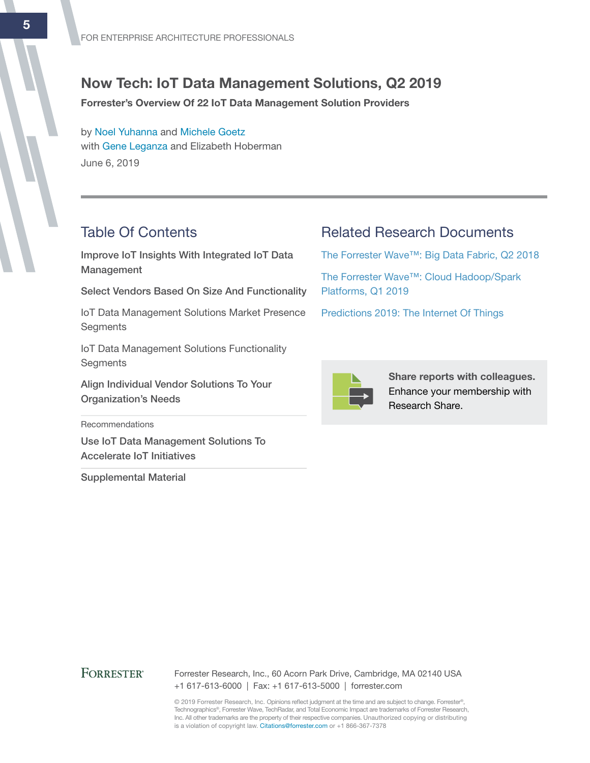# Now Tech: IoT Data Management Solutions, Q2 2019

**Forrester's Overview Of 22 IoT Data Management Solution Providers**

by Noel Yuhanna and Michele Goetz
with Gene Leganza and Elizabeth Hoberman
June 6, 2019

## Table Of Contents

**Improve IoT Insights With Integrated IoT Data Management**

**Select Vendors Based On Size And Functionality**

IoT Data Management Solutions Market Presence Segments

IoT Data Management Solutions Functionality Segments

**Align Individual Vendor Solutions To Your Organization's Needs**

Recommendations

**Use IoT Data Management Solutions To Accelerate IoT Initiatives**

**Supplemental Material**

## Related Research Documents

The Forrester Wave™: Big Data Fabric, Q2 2018

The Forrester Wave™: Cloud Hadoop/Spark Platforms, Q1 2019

Predictions 2019: The Internet Of Things

**Share reports with colleagues.** Enhance your membership with Research Share.

Forrester Research, Inc., 60 Acorn Park Drive, Cambridge, MA 02140 USA
+1 617-613-6000 | Fax: +1 617-613-5000 | forrester.com

© 2019 Forrester Research, Inc. Opinions reflect judgment at the time and are subject to change. Forrester®, Technographics®, Forrester Wave, TechRadar, and Total Economic Impact are trademarks of Forrester Research, Inc. All other trademarks are the property of their respective companies. Unauthorized copying or distributing is a violation of copyright law. Citations@forrester.com or +1 866-367-7378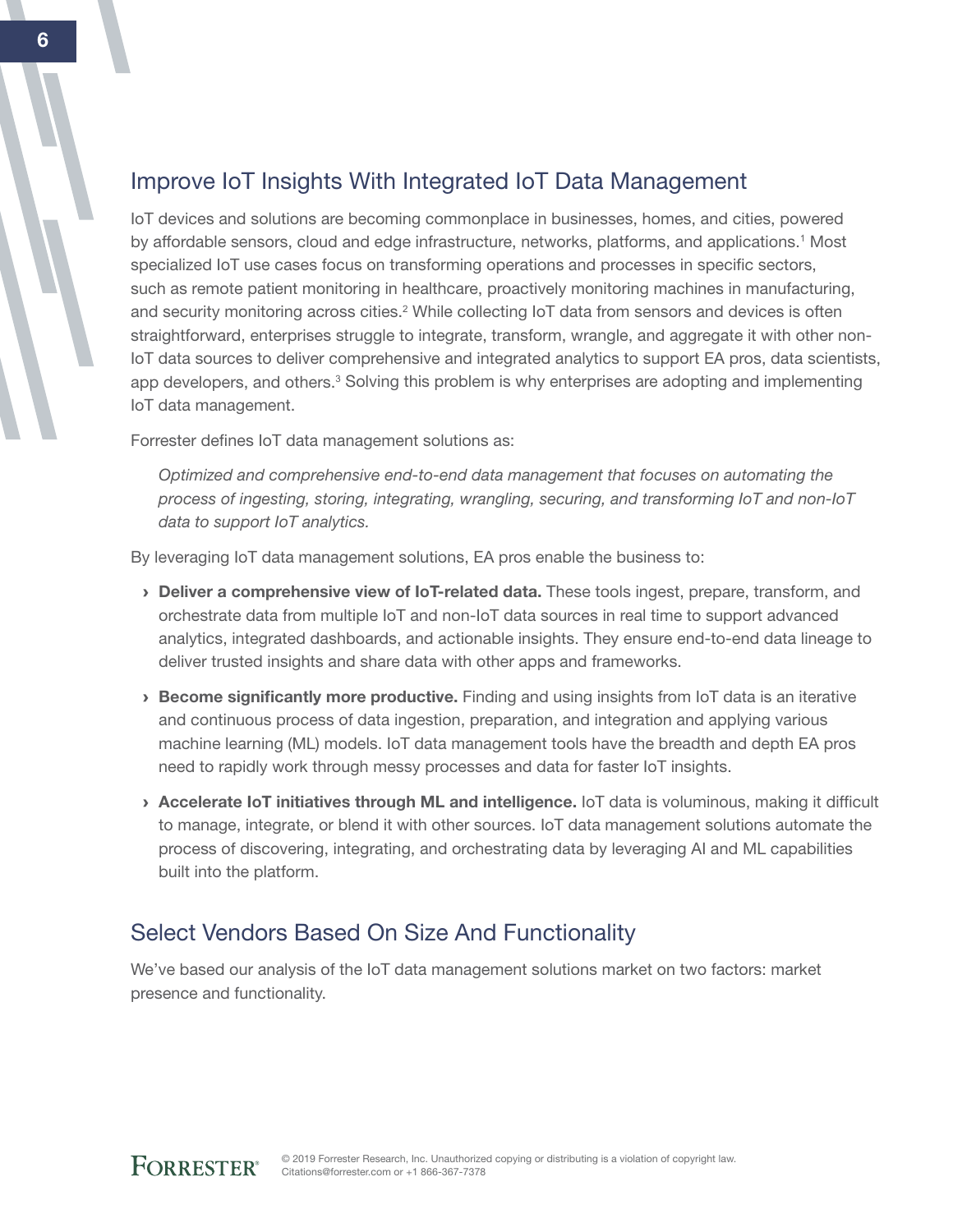## Improve IoT Insights With Integrated IoT Data Management

IoT devices and solutions are becoming commonplace in businesses, homes, and cities, powered by affordable sensors, cloud and edge infrastructure, networks, platforms, and applications.[1] Most specialized IoT use cases focus on transforming operations and processes in specific sectors, such as remote patient monitoring in healthcare, proactively monitoring machines in manufacturing, and security monitoring across cities.[2] While collecting IoT data from sensors and devices is often straightforward, enterprises struggle to integrate, transform, wrangle, and aggregate it with other non-IoT data sources to deliver comprehensive and integrated analytics to support EA pros, data scientists, app developers, and others.[3] Solving this problem is why enterprises are adopting and implementing IoT data management.

Forrester defines IoT data management solutions as:

> *Optimized and comprehensive end-to-end data management that focuses on automating the process of ingesting, storing, integrating, wrangling, securing, and transforming IoT and non-IoT data to support IoT analytics.*

By leveraging IoT data management solutions, EA pros enable the business to:

- **Deliver a comprehensive view of IoT-related data.** These tools ingest, prepare, transform, and orchestrate data from multiple IoT and non-IoT data sources in real time to support advanced analytics, integrated dashboards, and actionable insights. They ensure end-to-end data lineage to deliver trusted insights and share data with other apps and frameworks.
- **Become significantly more productive.** Finding and using insights from IoT data is an iterative and continuous process of data ingestion, preparation, and integration and applying various machine learning (ML) models. IoT data management tools have the breadth and depth EA pros need to rapidly work through messy processes and data for faster IoT insights.
- **Accelerate IoT initiatives through ML and intelligence.** IoT data is voluminous, making it difficult to manage, integrate, or blend it with other sources. IoT data management solutions automate the process of discovering, integrating, and orchestrating data by leveraging AI and ML capabilities built into the platform.

## Select Vendors Based On Size And Functionality

We've based our analysis of the IoT data management solutions market on two factors: market presence and functionality.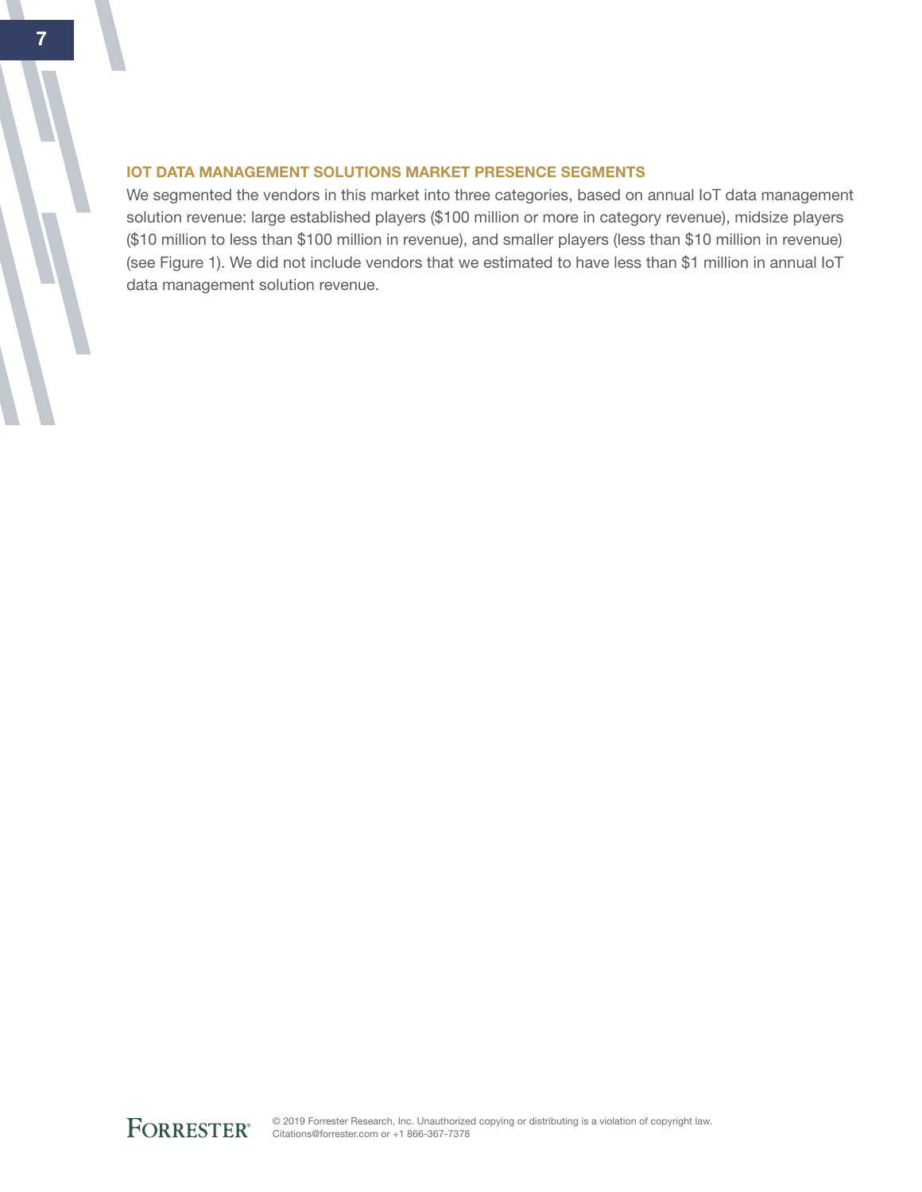## IOT DATA MANAGEMENT SOLUTIONS MARKET PRESENCE SEGMENTS

We segmented the vendors in this market into three categories, based on annual IoT data management solution revenue: large established players ($100 million or more in category revenue), midsize players ($10 million to less than $100 million in revenue), and smaller players (less than $10 million in revenue) (see Figure 1). We did not include vendors that we estimated to have less than $1 million in annual IoT data management solution revenue.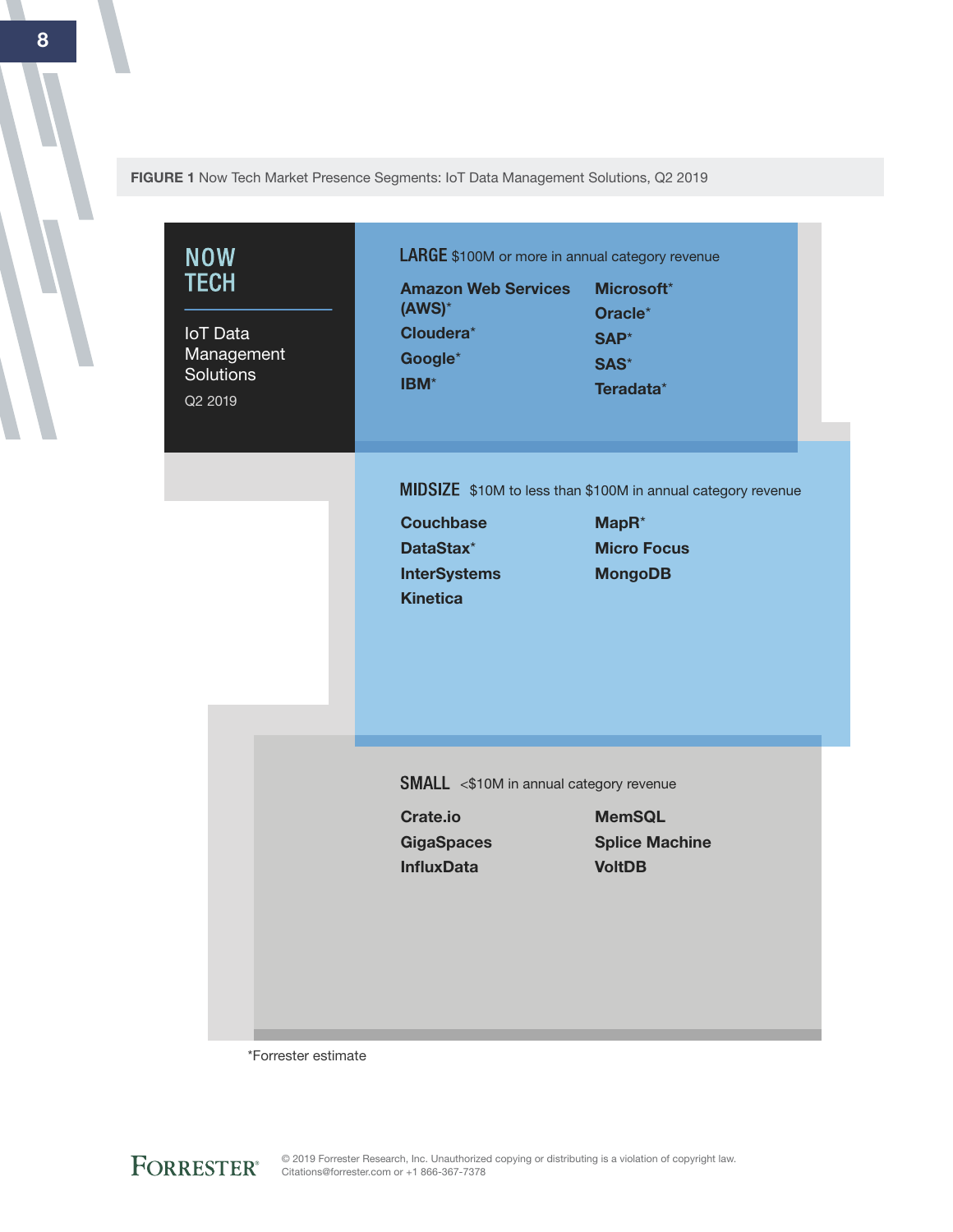**FIGURE 1** Now Tech Market Presence Segments: IoT Data Management Solutions, Q2 2019

**NOW TECH**

IoT Data Management Solutions

Q2 2019

**LARGE** $100M or more in annual category revenue

- **Amazon Web Services (AWS)***
- **Cloudera***
- **Google***
- **IBM***
- **Microsoft***
- **Oracle***
- **SAP***
- **SAS***
- **Teradata***

**MIDSIZE** $10M to less than $100M in annual category revenue

- **Couchbase**
- **DataStax***
- **InterSystems**
- **Kinetica**
- **MapR***
- **Micro Focus**
- **MongoDB**

**SMALL** <$10M in annual category revenue

- **Crate.io**
- **GigaSpaces**
- **InfluxData**
- **MemSQL**
- **Splice Machine**
- **VoltDB**

*Forrester estimate

© 2019 Forrester Research, Inc. Unauthorized copying or distributing is a violation of copyright law.
Citations@forrester.com or +1 866-367-7378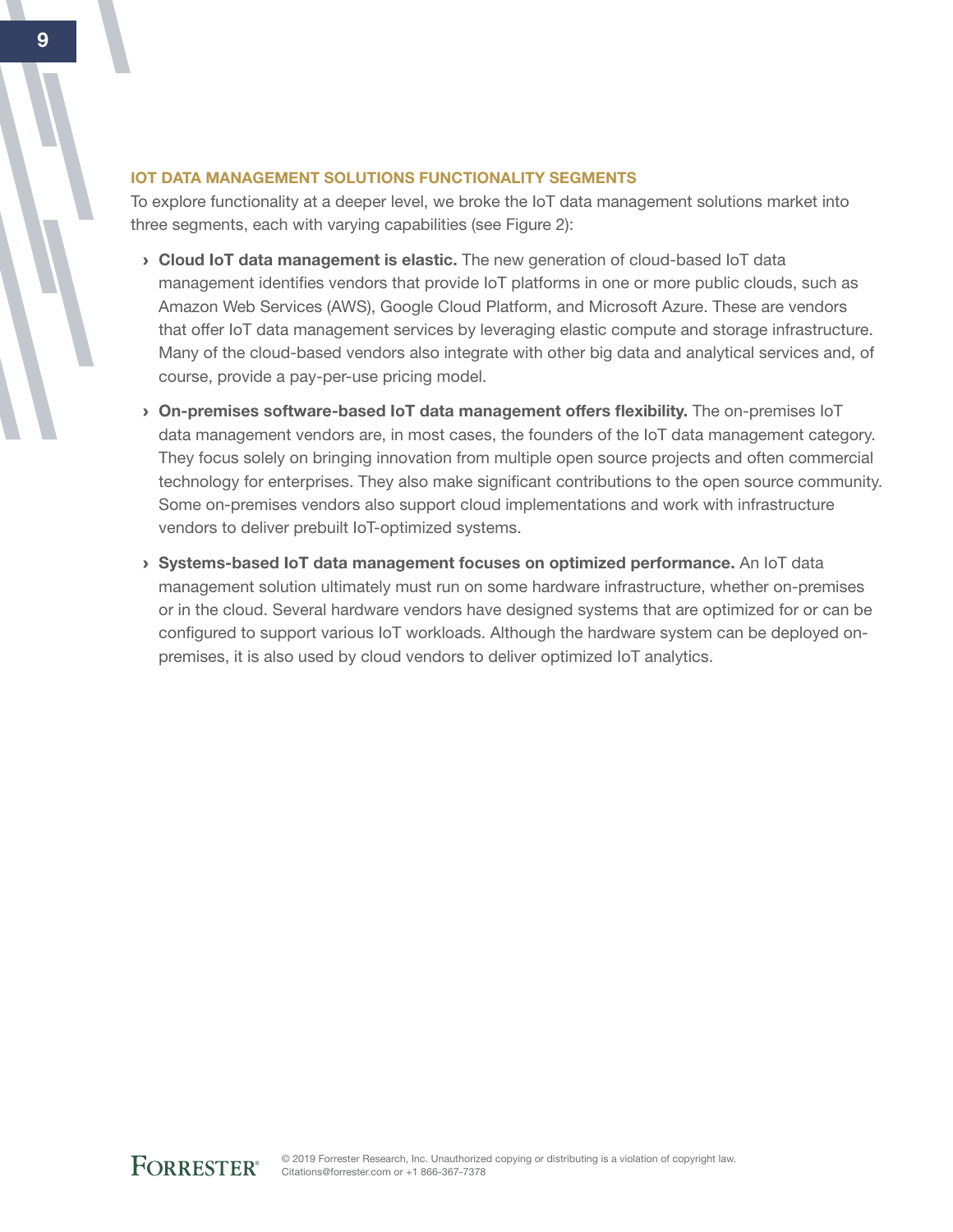## IOT DATA MANAGEMENT SOLUTIONS FUNCTIONALITY SEGMENTS

To explore functionality at a deeper level, we broke the IoT data management solutions market into three segments, each with varying capabilities (see Figure 2):

- **Cloud IoT data management is elastic.** The new generation of cloud-based IoT data management identifies vendors that provide IoT platforms in one or more public clouds, such as Amazon Web Services (AWS), Google Cloud Platform, and Microsoft Azure. These are vendors that offer IoT data management services by leveraging elastic compute and storage infrastructure. Many of the cloud-based vendors also integrate with other big data and analytical services and, of course, provide a pay-per-use pricing model.
- **On-premises software-based IoT data management offers flexibility.** The on-premises IoT data management vendors are, in most cases, the founders of the IoT data management category. They focus solely on bringing innovation from multiple open source projects and often commercial technology for enterprises. They also make significant contributions to the open source community. Some on-premises vendors also support cloud implementations and work with infrastructure vendors to deliver prebuilt IoT-optimized systems.
- **Systems-based IoT data management focuses on optimized performance.** An IoT data management solution ultimately must run on some hardware infrastructure, whether on-premises or in the cloud. Several hardware vendors have designed systems that are optimized for or can be configured to support various IoT workloads. Although the hardware system can be deployed on-premises, it is also used by cloud vendors to deliver optimized IoT analytics.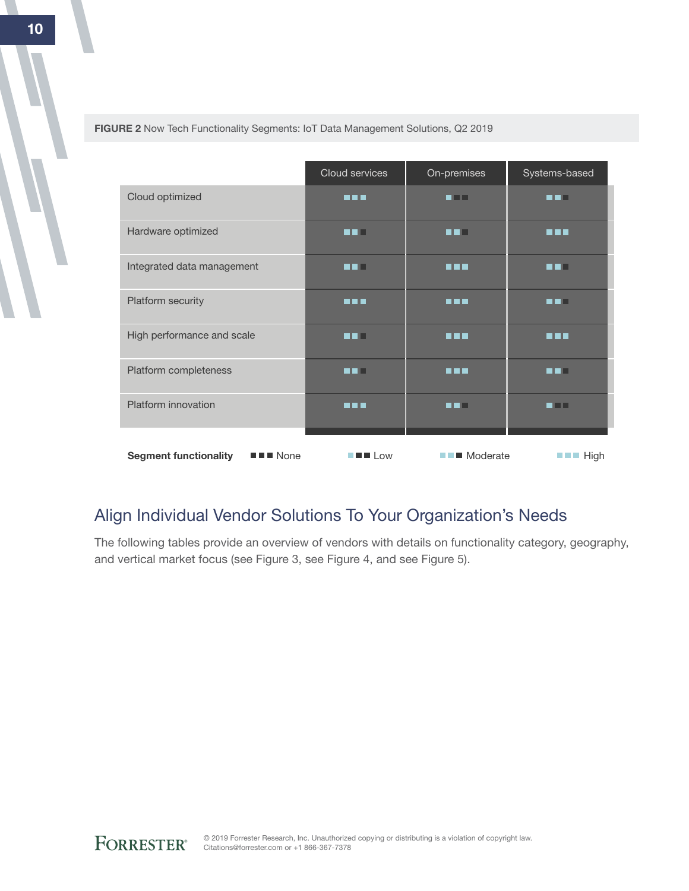**FIGURE 2** Now Tech Functionality Segments: IoT Data Management Solutions, Q2 2019

| | Cloud services | On-premises | Systems-based |
|---|---|---|---|
| Cloud optimized | High | Low | Moderate |
| Hardware optimized | Moderate | Moderate | High |
| Integrated data management | Moderate | High | Moderate |
| Platform security | High | High | Moderate |
| High performance and scale | Moderate | High | High |
| Platform completeness | Moderate | High | Moderate |
| Platform innovation | High | Moderate | Low |

**Segment functionality** None | Low | Moderate | High

## Align Individual Vendor Solutions To Your Organization's Needs

The following tables provide an overview of vendors with details on functionality category, geography, and vertical market focus (see Figure 3, see Figure 4, and see Figure 5).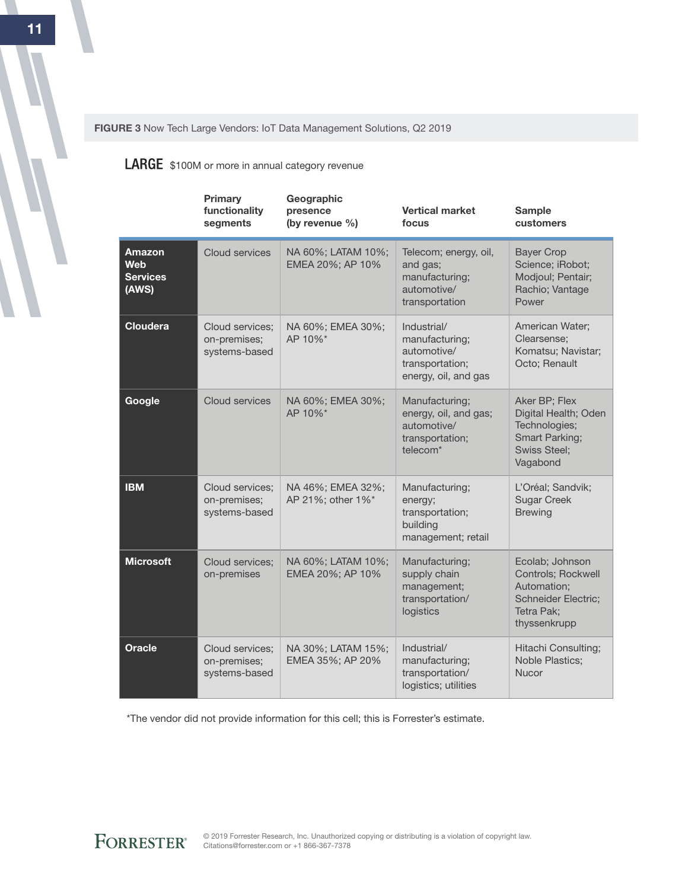**FIGURE 3** Now Tech Large Vendors: IoT Data Management Solutions, Q2 2019

**LARGE** $100M or more in annual category revenue

| | Primary functionality segments | Geographic presence (by revenue %) | Vertical market focus | Sample customers |
|---|---|---|---|---|
| **Amazon Web Services (AWS)** | Cloud services | NA 60%; LATAM 10%; EMEA 20%; AP 10% | Telecom; energy, oil, and gas; manufacturing; automotive/transportation | Bayer Crop Science; iRobot; Modjoul; Pentair; Rachio; Vantage Power |
| **Cloudera** | Cloud services; on-premises; systems-based | NA 60%; EMEA 30%; AP 10%* | Industrial/manufacturing; automotive/transportation; energy, oil, and gas | American Water; Clearsense; Komatsu; Navistar; Octo; Renault |
| **Google** | Cloud services | NA 60%; EMEA 30%; AP 10%* | Manufacturing; energy, oil, and gas; automotive/transportation; telecom* | Aker BP; Flex Digital Health; Oden Technologies; Smart Parking; Swiss Steel; Vagabond |
| **IBM** | Cloud services; on-premises; systems-based | NA 46%; EMEA 32%; AP 21%; other 1%* | Manufacturing; energy; transportation; building management; retail | L'Oréal; Sandvik; Sugar Creek Brewing |
| **Microsoft** | Cloud services; on-premises | NA 60%; LATAM 10%; EMEA 20%; AP 10% | Manufacturing; supply chain management; transportation/logistics | Ecolab; Johnson Controls; Rockwell Automation; Schneider Electric; Tetra Pak; thyssenkrupp |
| **Oracle** | Cloud services; on-premises; systems-based | NA 30%; LATAM 15%; EMEA 35%; AP 20% | Industrial/manufacturing; transportation/logistics; utilities | Hitachi Consulting; Noble Plastics; Nucor |

*The vendor did not provide information for this cell; this is Forrester's estimate.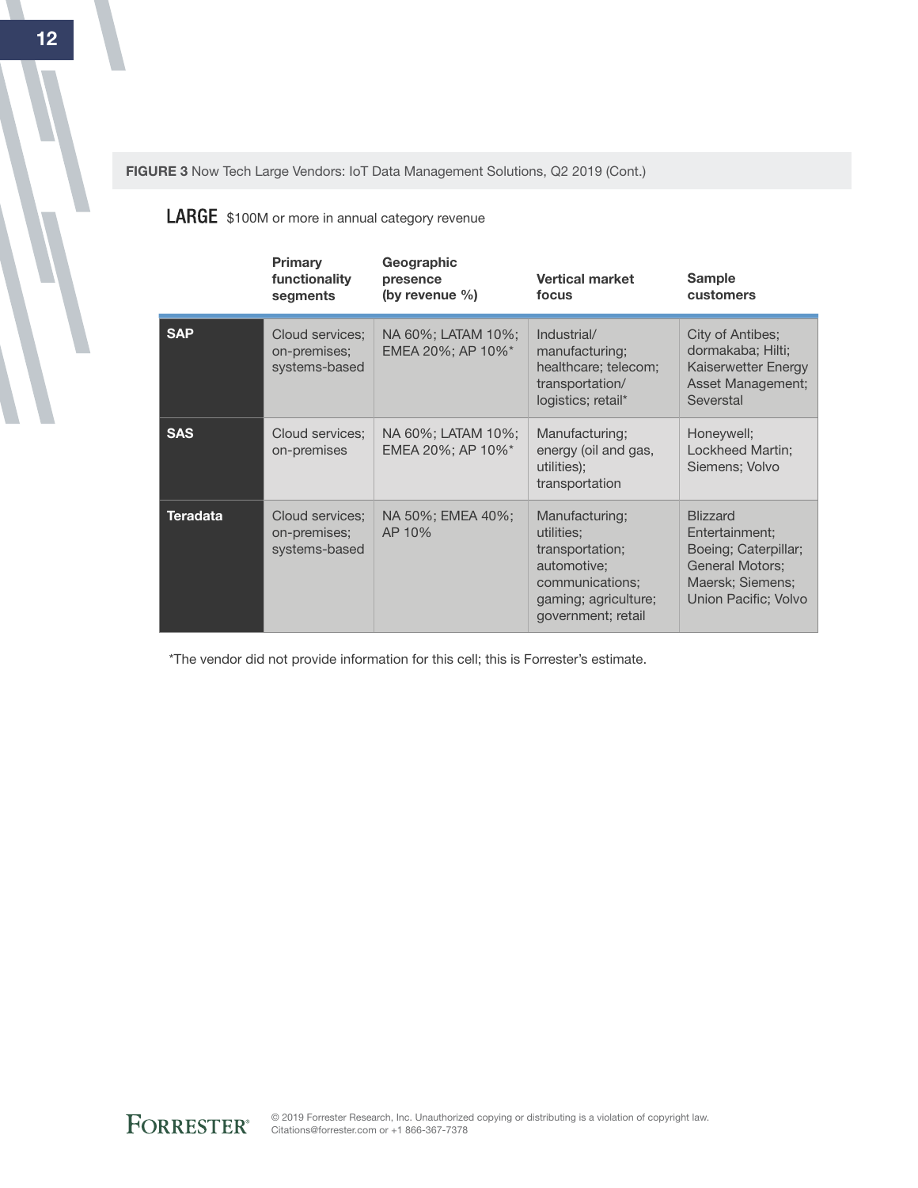**FIGURE 3** Now Tech Large Vendors: IoT Data Management Solutions, Q2 2019 (Cont.)

**LARGE** $100M or more in annual category revenue

| | Primary functionality segments | Geographic presence (by revenue %) | Vertical market focus | Sample customers |
|---|---|---|---|---|
| **SAP** | Cloud services; on-premises; systems-based | NA 60%; LATAM 10%; EMEA 20%; AP 10%* | Industrial/manufacturing; healthcare; telecom; transportation/logistics; retail* | City of Antibes; dormakaba; Hilti; Kaiserwetter Energy Asset Management; Severstal |
| **SAS** | Cloud services; on-premises | NA 60%; LATAM 10%; EMEA 20%; AP 10%* | Manufacturing; energy (oil and gas, utilities); transportation | Honeywell; Lockheed Martin; Siemens; Volvo |
| **Teradata** | Cloud services; on-premises; systems-based | NA 50%; EMEA 40%; AP 10% | Manufacturing; utilities; transportation; automotive; communications; gaming; agriculture; government; retail | Blizzard Entertainment; Boeing; Caterpillar; General Motors; Maersk; Siemens; Union Pacific; Volvo |

*The vendor did not provide information for this cell; this is Forrester's estimate.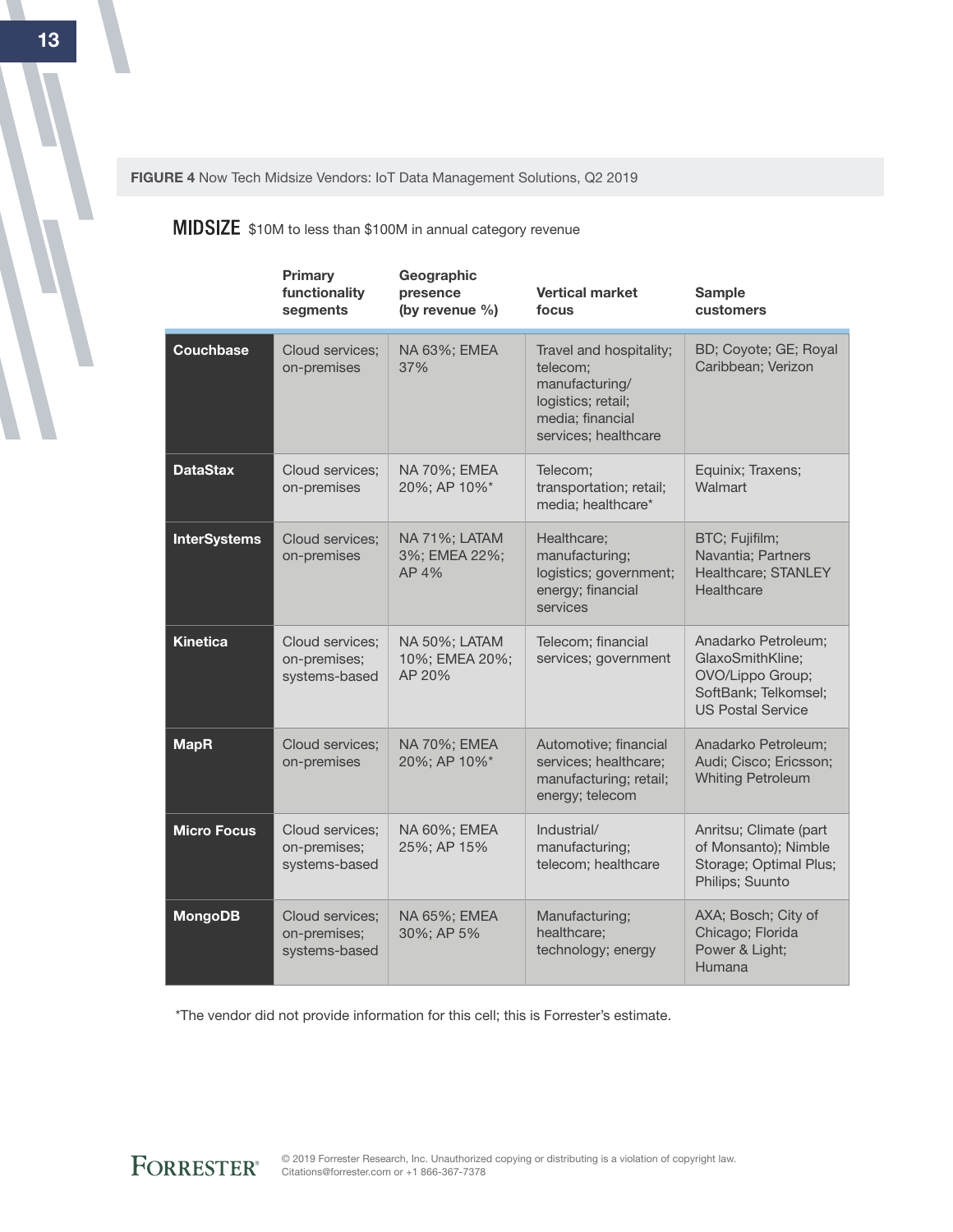**FIGURE 4** Now Tech Midsize Vendors: IoT Data Management Solutions, Q2 2019

**MIDSIZE** $10M to less than $100M in annual category revenue

| | Primary functionality segments | Geographic presence (by revenue %) | Vertical market focus | Sample customers |
|---|---|---|---|---|
| **Couchbase** | Cloud services; on-premises | NA 63%; EMEA 37% | Travel and hospitality; telecom; manufacturing/ logistics; retail; media; financial services; healthcare | BD; Coyote; GE; Royal Caribbean; Verizon |
| **DataStax** | Cloud services; on-premises | NA 70%; EMEA 20%; AP 10%* | Telecom; transportation; retail; media; healthcare* | Equinix; Traxens; Walmart |
| **InterSystems** | Cloud services; on-premises | NA 71%; LATAM 3%; EMEA 22%; AP 4% | Healthcare; manufacturing; logistics; government; energy; financial services | BTC; Fujifilm; Navantia; Partners Healthcare; STANLEY Healthcare |
| **Kinetica** | Cloud services; on-premises; systems-based | NA 50%; LATAM 10%; EMEA 20%; AP 20% | Telecom; financial services; government | Anadarko Petroleum; GlaxoSmithKline; OVO/Lippo Group; SoftBank; Telkomsel; US Postal Service |
| **MapR** | Cloud services; on-premises | NA 70%; EMEA 20%; AP 10%* | Automotive; financial services; healthcare; manufacturing; retail; energy; telecom | Anadarko Petroleum; Audi; Cisco; Ericsson; Whiting Petroleum |
| **Micro Focus** | Cloud services; on-premises; systems-based | NA 60%; EMEA 25%; AP 15% | Industrial/ manufacturing; telecom; healthcare | Anritsu; Climate (part of Monsanto); Nimble Storage; Optimal Plus; Philips; Suunto |
| **MongoDB** | Cloud services; on-premises; systems-based | NA 65%; EMEA 30%; AP 5% | Manufacturing; healthcare; technology; energy | AXA; Bosch; City of Chicago; Florida Power & Light; Humana |

*The vendor did not provide information for this cell; this is Forrester's estimate.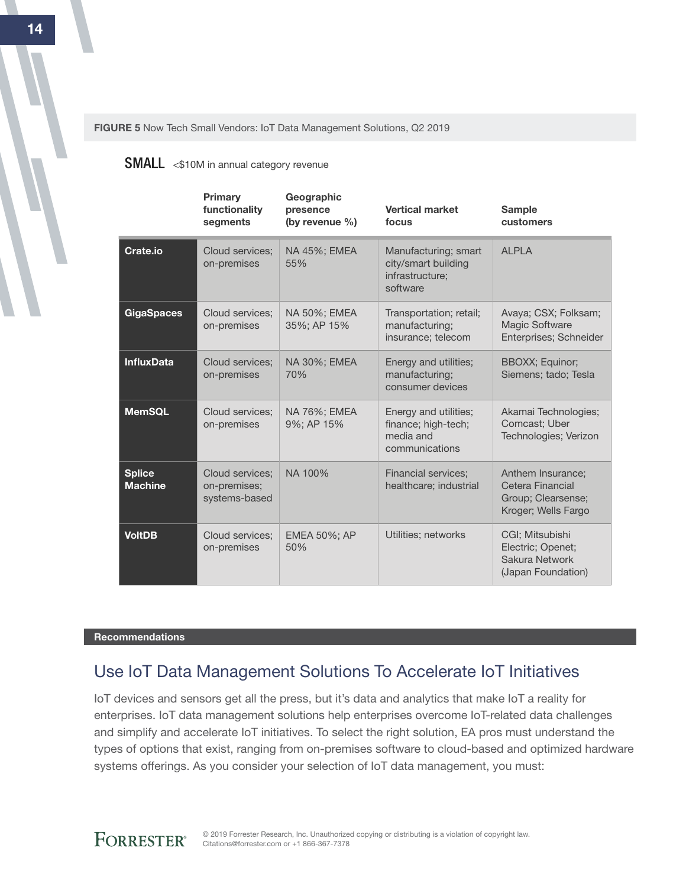**FIGURE 5** Now Tech Small Vendors: IoT Data Management Solutions, Q2 2019

**SMALL** <$10M in annual category revenue

| | Primary functionality segments | Geographic presence (by revenue %) | Vertical market focus | Sample customers |
|---|---|---|---|---|
| **Crate.io** | Cloud services; on-premises | NA 45%; EMEA 55% | Manufacturing; smart city/smart building infrastructure; software | ALPLA |
| **GigaSpaces** | Cloud services; on-premises | NA 50%; EMEA 35%; AP 15% | Transportation; retail; manufacturing; insurance; telecom | Avaya; CSX; Folksam; Magic Software Enterprises; Schneider |
| **InfluxData** | Cloud services; on-premises | NA 30%; EMEA 70% | Energy and utilities; manufacturing; consumer devices | BBOXX; Equinor; Siemens; tado; Tesla |
| **MemSQL** | Cloud services; on-premises | NA 76%; EMEA 9%; AP 15% | Energy and utilities; finance; high-tech; media and communications | Akamai Technologies; Comcast; Uber Technologies; Verizon |
| **Splice Machine** | Cloud services; on-premises; systems-based | NA 100% | Financial services; healthcare; industrial | Anthem Insurance; Cetera Financial Group; Clearsense; Kroger; Wells Fargo |
| **VoltDB** | Cloud services; on-premises | EMEA 50%; AP 50% | Utilities; networks | CGI; Mitsubishi Electric; Openet; Sakura Network (Japan Foundation) |

**Recommendations**

## Use IoT Data Management Solutions To Accelerate IoT Initiatives

IoT devices and sensors get all the press, but it's data and analytics that make IoT a reality for enterprises. IoT data management solutions help enterprises overcome IoT-related data challenges and simplify and accelerate IoT initiatives. To select the right solution, EA pros must understand the types of options that exist, ranging from on-premises software to cloud-based and optimized hardware systems offerings. As you consider your selection of IoT data management, you must: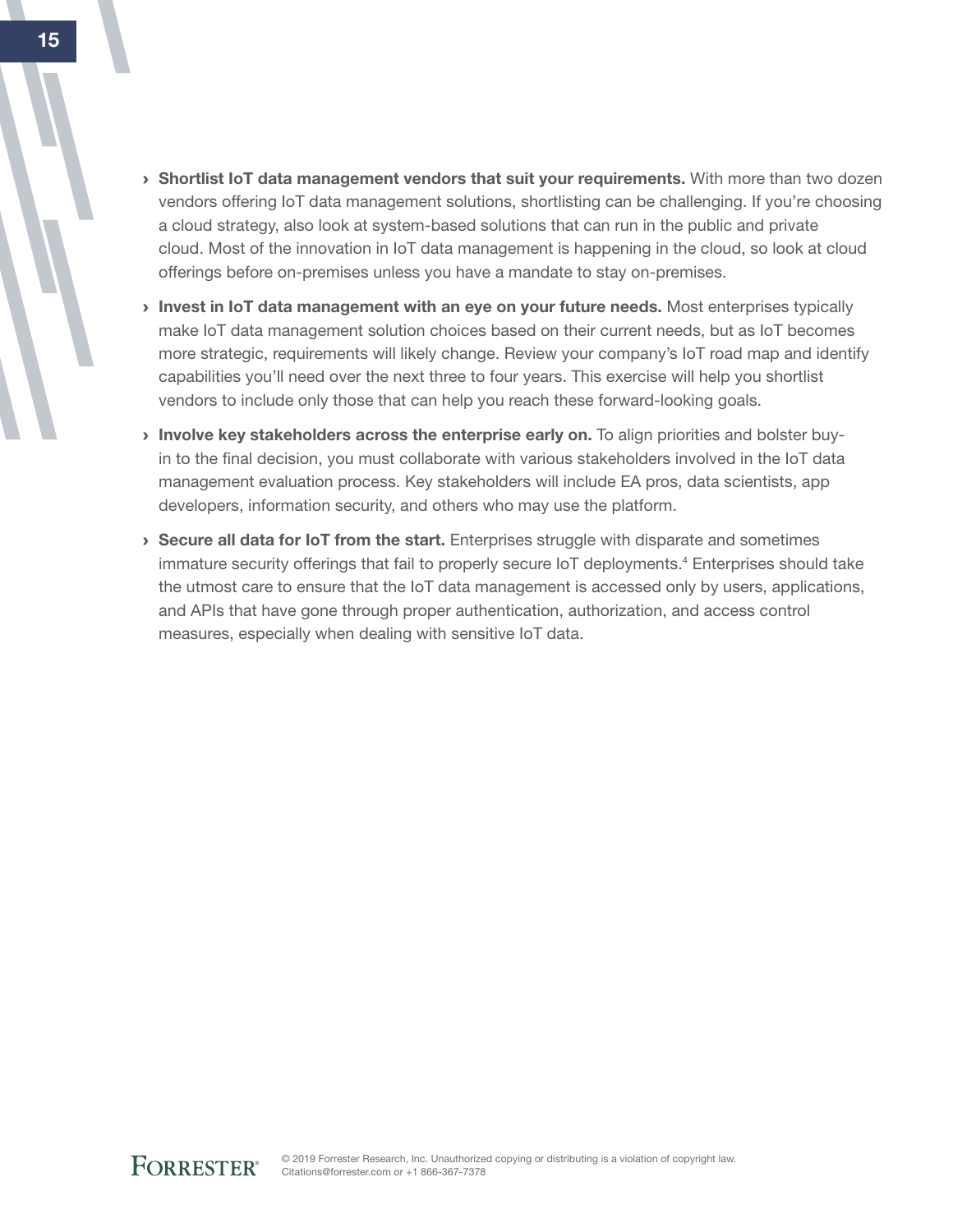- **Shortlist IoT data management vendors that suit your requirements.** With more than two dozen vendors offering IoT data management solutions, shortlisting can be challenging. If you're choosing a cloud strategy, also look at system-based solutions that can run in the public and private cloud. Most of the innovation in IoT data management is happening in the cloud, so look at cloud offerings before on-premises unless you have a mandate to stay on-premises.
- **Invest in IoT data management with an eye on your future needs.** Most enterprises typically make IoT data management solution choices based on their current needs, but as IoT becomes more strategic, requirements will likely change. Review your company's IoT road map and identify capabilities you'll need over the next three to four years. This exercise will help you shortlist vendors to include only those that can help you reach these forward-looking goals.
- **Involve key stakeholders across the enterprise early on.** To align priorities and bolster buy-in to the final decision, you must collaborate with various stakeholders involved in the IoT data management evaluation process. Key stakeholders will include EA pros, data scientists, app developers, information security, and others who may use the platform.
- **Secure all data for IoT from the start.** Enterprises struggle with disparate and sometimes immature security offerings that fail to properly secure IoT deployments.[4] Enterprises should take the utmost care to ensure that the IoT data management is accessed only by users, applications, and APIs that have gone through proper authentication, authorization, and access control measures, especially when dealing with sensitive IoT data.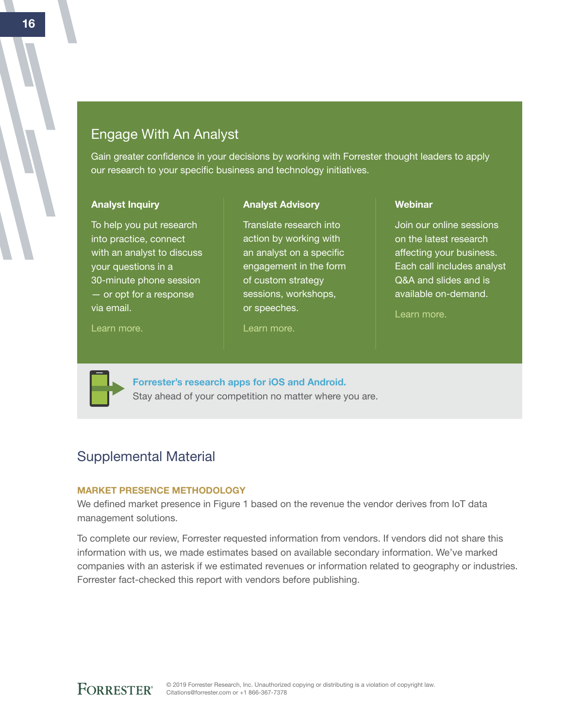## Engage With An Analyst

Gain greater confidence in your decisions by working with Forrester thought leaders to apply our research to your specific business and technology initiatives.

### Analyst Inquiry

To help you put research into practice, connect with an analyst to discuss your questions in a 30-minute phone session — or opt for a response via email.

Learn more.

### Analyst Advisory

Translate research into action by working with an analyst on a specific engagement in the form of custom strategy sessions, workshops, or speeches.

Learn more.

### Webinar

Join our online sessions on the latest research affecting your business. Each call includes analyst Q&A and slides and is available on-demand.

Learn more.

**Forrester's research apps for iOS and Android.**
Stay ahead of your competition no matter where you are.

## Supplemental Material

### MARKET PRESENCE METHODOLOGY

We defined market presence in Figure 1 based on the revenue the vendor derives from IoT data management solutions.

To complete our review, Forrester requested information from vendors. If vendors did not share this information with us, we made estimates based on available secondary information. We've marked companies with an asterisk if we estimated revenues or information related to geography or industries. Forrester fact-checked this report with vendors before publishing.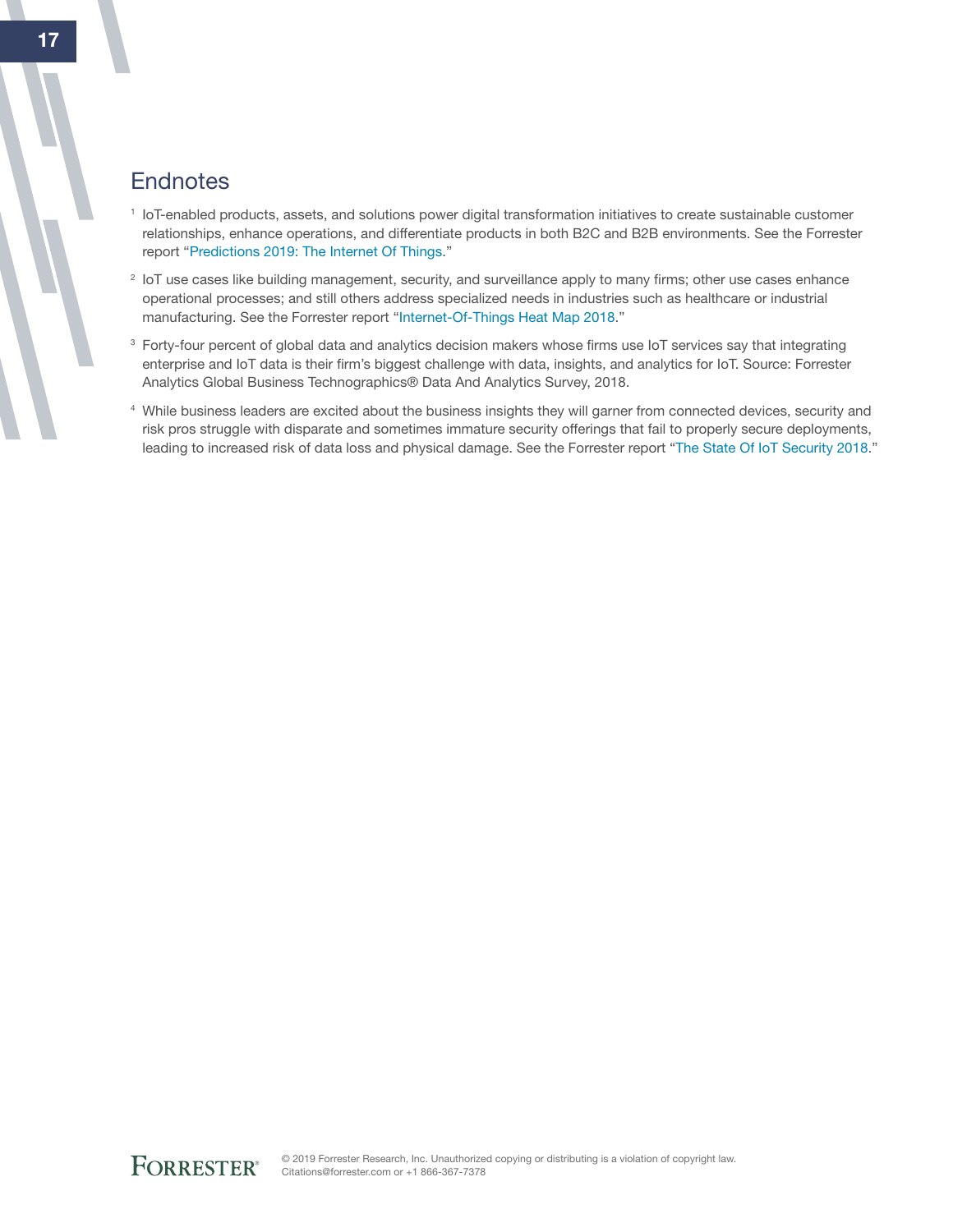## Endnotes

[1] IoT-enabled products, assets, and solutions power digital transformation initiatives to create sustainable customer relationships, enhance operations, and differentiate products in both B2C and B2B environments. See the Forrester report "Predictions 2019: The Internet Of Things."

[2] IoT use cases like building management, security, and surveillance apply to many firms; other use cases enhance operational processes; and still others address specialized needs in industries such as healthcare or industrial manufacturing. See the Forrester report "Internet-Of-Things Heat Map 2018."

[3] Forty-four percent of global data and analytics decision makers whose firms use IoT services say that integrating enterprise and IoT data is their firm's biggest challenge with data, insights, and analytics for IoT. Source: Forrester Analytics Global Business Technographics® Data And Analytics Survey, 2018.

[4] While business leaders are excited about the business insights they will garner from connected devices, security and risk pros struggle with disparate and sometimes immature security offerings that fail to properly secure deployments, leading to increased risk of data loss and physical damage. See the Forrester report "The State Of IoT Security 2018."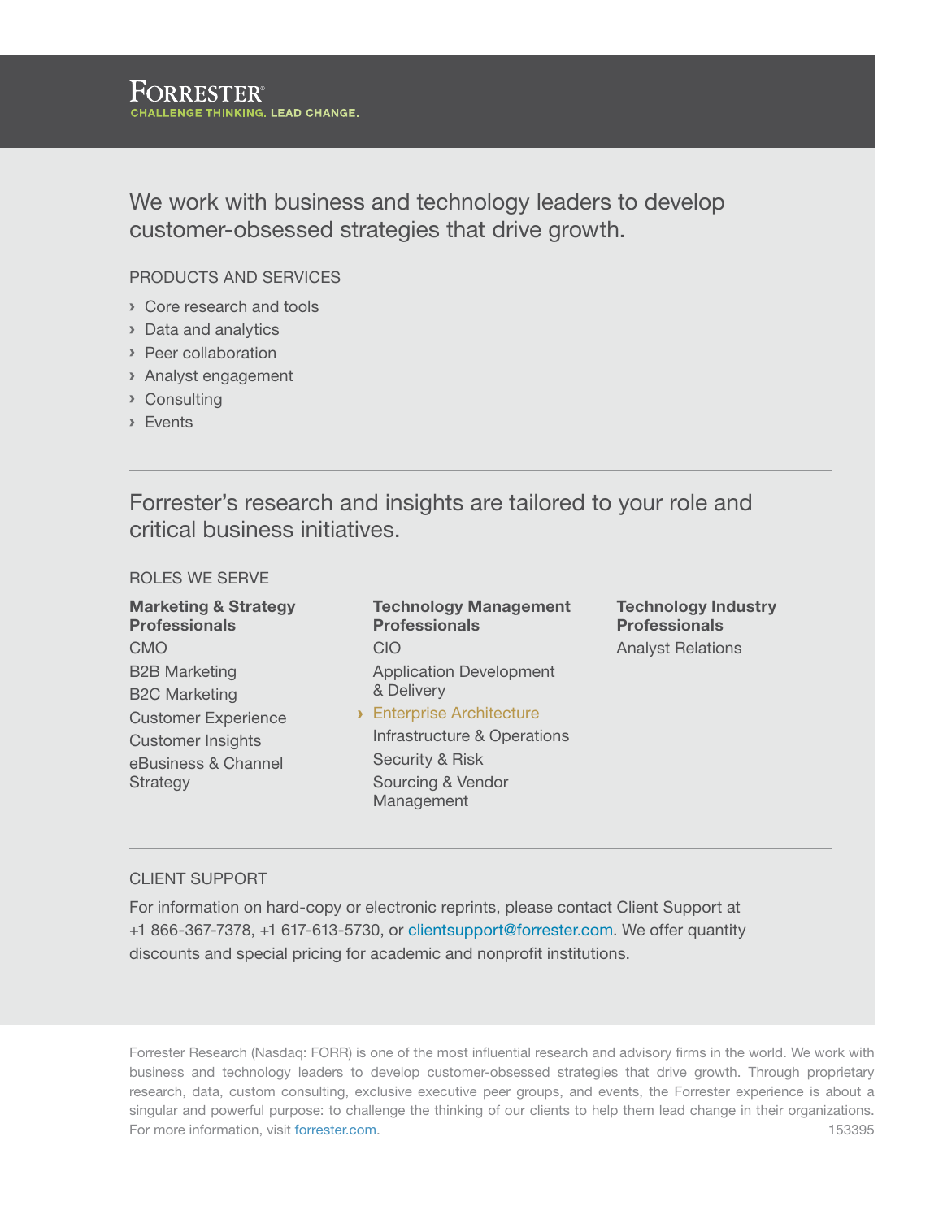FORRESTER®
CHALLENGE THINKING. LEAD CHANGE.

## We work with business and technology leaders to develop customer-obsessed strategies that drive growth.

PRODUCTS AND SERVICES

- Core research and tools
- Data and analytics
- Peer collaboration
- Analyst engagement
- Consulting
- Events

## Forrester's research and insights are tailored to your role and critical business initiatives.

ROLES WE SERVE

**Marketing & Strategy Professionals**

CMO
B2B Marketing
B2C Marketing
Customer Experience
Customer Insights
eBusiness & Channel Strategy

**Technology Management Professionals**

CIO
Application Development & Delivery
› Enterprise Architecture
Infrastructure & Operations
Security & Risk
Sourcing & Vendor Management

**Technology Industry Professionals**

Analyst Relations

CLIENT SUPPORT

For information on hard-copy or electronic reprints, please contact Client Support at +1 866-367-7378, +1 617-613-5730, or clientsupport@forrester.com. We offer quantity discounts and special pricing for academic and nonprofit institutions.

Forrester Research (Nasdaq: FORR) is one of the most influential research and advisory firms in the world. We work with business and technology leaders to develop customer-obsessed strategies that drive growth. Through proprietary research, data, custom consulting, exclusive executive peer groups, and events, the Forrester experience is about a singular and powerful purpose: to challenge the thinking of our clients to help them lead change in their organizations. For more information, visit forrester.com.

153395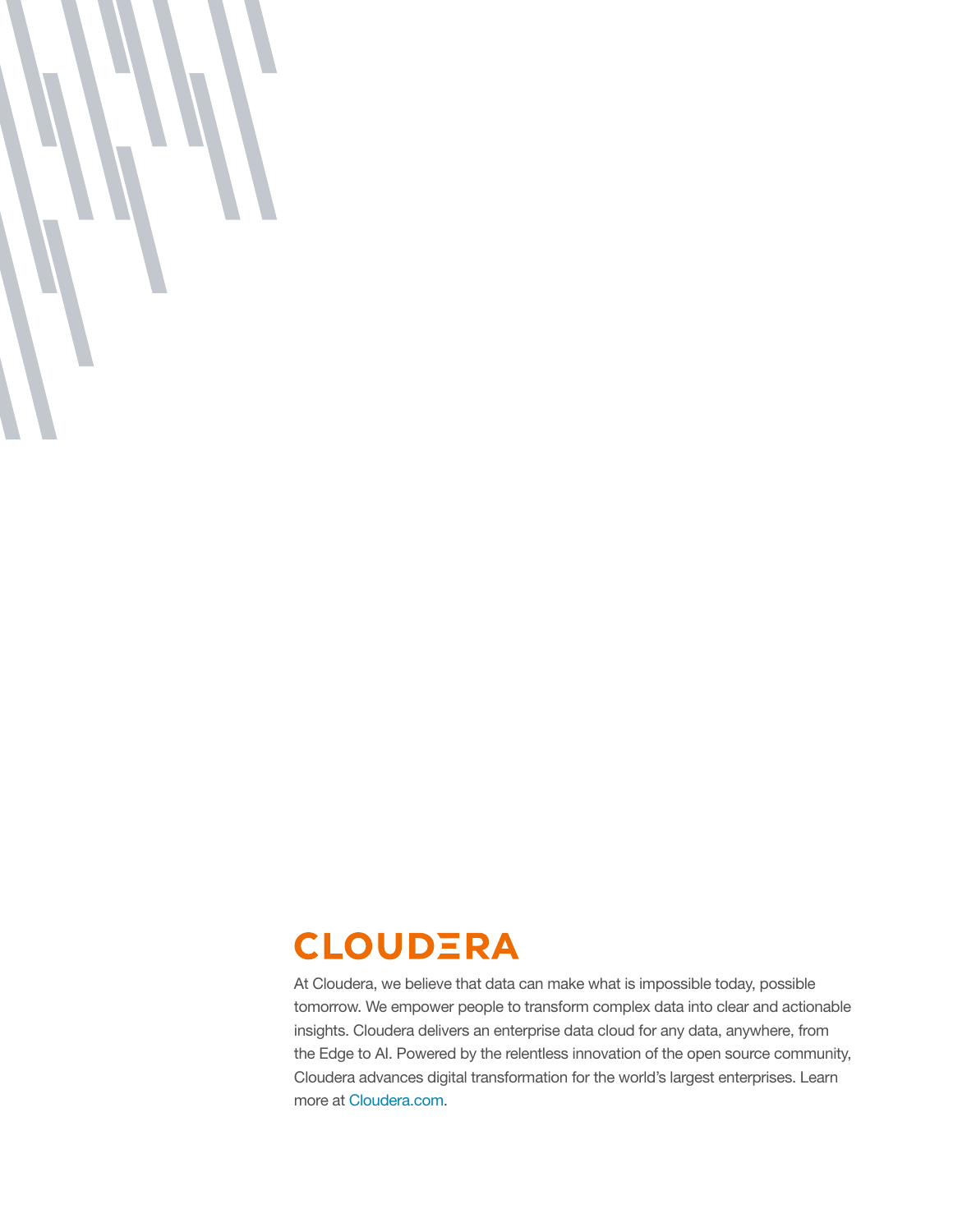CLOUDERA

At Cloudera, we believe that data can make what is impossible today, possible tomorrow. We empower people to transform complex data into clear and actionable insights. Cloudera delivers an enterprise data cloud for any data, anywhere, from the Edge to AI. Powered by the relentless innovation of the open source community, Cloudera advances digital transformation for the world's largest enterprises. Learn more at Cloudera.com.